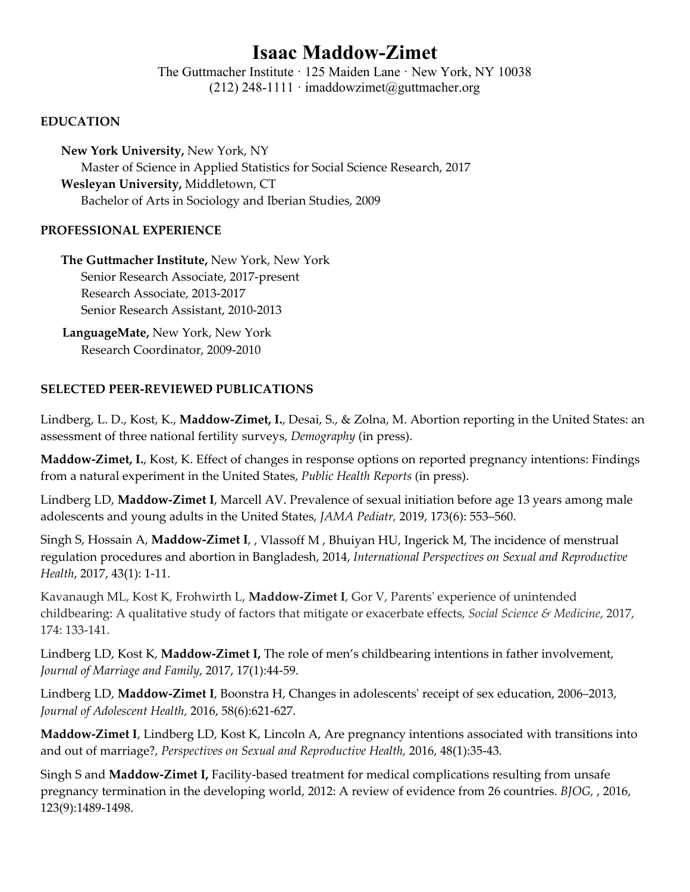# Isaac Maddow-Zimet

The Guttmacher Institute · 125 Maiden Lane · New York, NY 10038
(212) 248-1111 · imaddowzimet@guttmacher.org

## EDUCATION

**New York University,** New York, NY
Master of Science in Applied Statistics for Social Science Research, 2017

**Wesleyan University,** Middletown, CT
Bachelor of Arts in Sociology and Iberian Studies, 2009

## PROFESSIONAL EXPERIENCE

**The Guttmacher Institute,** New York, New York
Senior Research Associate, 2017-present
Research Associate, 2013-2017
Senior Research Assistant, 2010-2013

**LanguageMate,** New York, New York
Research Coordinator, 2009-2010

## SELECTED PEER-REVIEWED PUBLICATIONS

Lindberg, L. D., Kost, K., **Maddow-Zimet, I.**, Desai, S., & Zolna, M. Abortion reporting in the United States: an assessment of three national fertility surveys, *Demography* (in press).

**Maddow-Zimet, I.**, Kost, K. Effect of changes in response options on reported pregnancy intentions: Findings from a natural experiment in the United States, *Public Health Reports* (in press).

Lindberg LD, **Maddow-Zimet I**, Marcell AV. Prevalence of sexual initiation before age 13 years among male adolescents and young adults in the United States, *JAMA Pediatr,* 2019, 173(6): 553–560.

Singh S, Hossain A, **Maddow-Zimet I**, , Vlassoff M , Bhuiyan HU, Ingerick M, The incidence of menstrual regulation procedures and abortion in Bangladesh, 2014, *International Perspectives on Sexual and Reproductive Health*, 2017, 43(1): 1-11.

Kavanaugh ML, Kost K, Frohwirth L, **Maddow-Zimet I**, Gor V, Parents' experience of unintended childbearing: A qualitative study of factors that mitigate or exacerbate effects, *Social Science & Medicine*, 2017, 174: 133-141.

Lindberg LD, Kost K, **Maddow-Zimet I,** The role of men's childbearing intentions in father involvement, *Journal of Marriage and Family*, 2017, 17(1):44-59.

Lindberg LD, **Maddow-Zimet I**, Boonstra H, Changes in adolescents' receipt of sex education, 2006–2013, *Journal of Adolescent Health,* 2016, 58(6):621-627.

**Maddow-Zimet I**, Lindberg LD, Kost K, Lincoln A, Are pregnancy intentions associated with transitions into and out of marriage?, *Perspectives on Sexual and Reproductive Health,* 2016, 48(1):35-43.

Singh S and **Maddow-Zimet I,** Facility-based treatment for medical complications resulting from unsafe pregnancy termination in the developing world, 2012: A review of evidence from 26 countries. *BJOG,* , 2016, 123(9):1489-1498.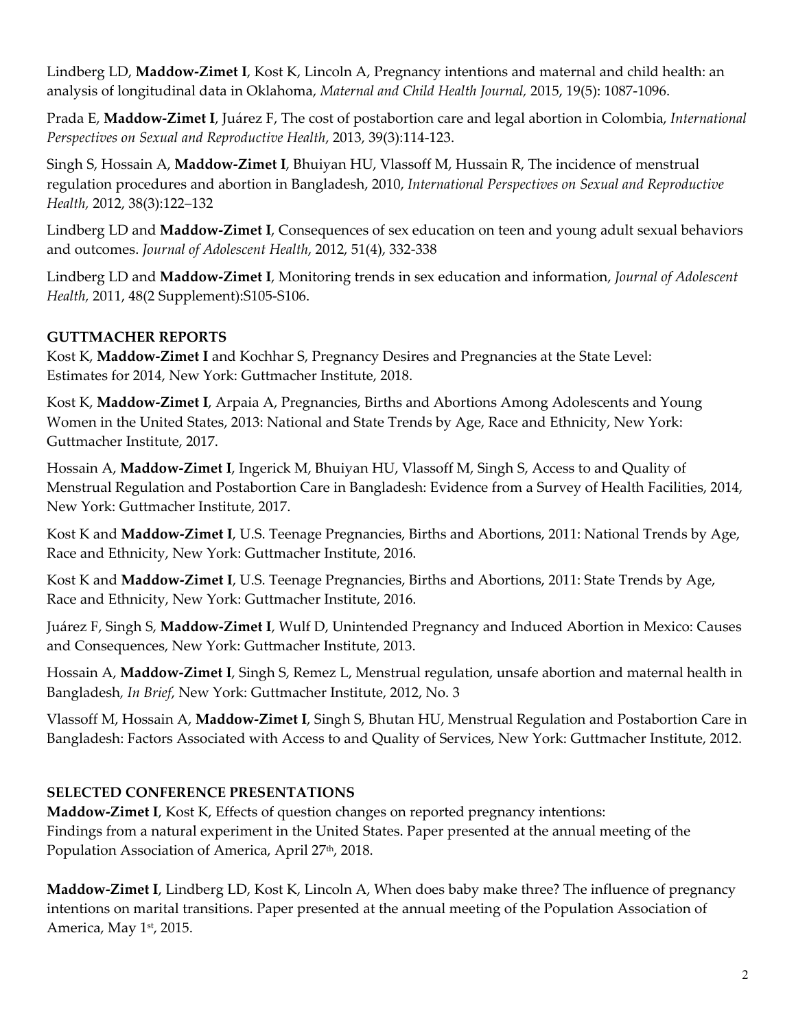Lindberg LD, **Maddow-Zimet I**, Kost K, Lincoln A, Pregnancy intentions and maternal and child health: an analysis of longitudinal data in Oklahoma, *Maternal and Child Health Journal,* 2015, 19(5): 1087-1096.

Prada E, **Maddow-Zimet I**, Juárez F, The cost of postabortion care and legal abortion in Colombia, *International Perspectives on Sexual and Reproductive Health*, 2013, 39(3):114-123.

Singh S, Hossain A, **Maddow-Zimet I**, Bhuiyan HU, Vlassoff M, Hussain R, The incidence of menstrual regulation procedures and abortion in Bangladesh, 2010, *International Perspectives on Sexual and Reproductive Health,* 2012, 38(3):122–132

Lindberg LD and **Maddow-Zimet I**, Consequences of sex education on teen and young adult sexual behaviors and outcomes. *Journal of Adolescent Health*, 2012, 51(4), 332-338

Lindberg LD and **Maddow-Zimet I**, Monitoring trends in sex education and information, *Journal of Adolescent Health*, 2011, 48(2 Supplement):S105-S106.

**GUTTMACHER REPORTS**

Kost K, **Maddow-Zimet I** and Kochhar S, Pregnancy Desires and Pregnancies at the State Level: Estimates for 2014, New York: Guttmacher Institute, 2018.

Kost K, **Maddow-Zimet I**, Arpaia A, Pregnancies, Births and Abortions Among Adolescents and Young Women in the United States, 2013: National and State Trends by Age, Race and Ethnicity, New York: Guttmacher Institute, 2017.

Hossain A, **Maddow-Zimet I**, Ingerick M, Bhuiyan HU, Vlassoff M, Singh S, Access to and Quality of Menstrual Regulation and Postabortion Care in Bangladesh: Evidence from a Survey of Health Facilities, 2014, New York: Guttmacher Institute, 2017.

Kost K and **Maddow-Zimet I**, U.S. Teenage Pregnancies, Births and Abortions, 2011: National Trends by Age, Race and Ethnicity, New York: Guttmacher Institute, 2016.

Kost K and **Maddow-Zimet I**, U.S. Teenage Pregnancies, Births and Abortions, 2011: State Trends by Age, Race and Ethnicity, New York: Guttmacher Institute, 2016.

Juárez F, Singh S, **Maddow-Zimet I**, Wulf D, Unintended Pregnancy and Induced Abortion in Mexico: Causes and Consequences, New York: Guttmacher Institute, 2013.

Hossain A, **Maddow-Zimet I**, Singh S, Remez L, Menstrual regulation, unsafe abortion and maternal health in Bangladesh, *In Brief*, New York: Guttmacher Institute, 2012, No. 3

Vlassoff M, Hossain A, **Maddow-Zimet I**, Singh S, Bhutan HU, Menstrual Regulation and Postabortion Care in Bangladesh: Factors Associated with Access to and Quality of Services, New York: Guttmacher Institute, 2012.

**SELECTED CONFERENCE PRESENTATIONS**

**Maddow-Zimet I**, Kost K, Effects of question changes on reported pregnancy intentions: Findings from a natural experiment in the United States. Paper presented at the annual meeting of the Population Association of America, April 27th, 2018.

**Maddow-Zimet I**, Lindberg LD, Kost K, Lincoln A, When does baby make three? The influence of pregnancy intentions on marital transitions. Paper presented at the annual meeting of the Population Association of America, May 1st, 2015.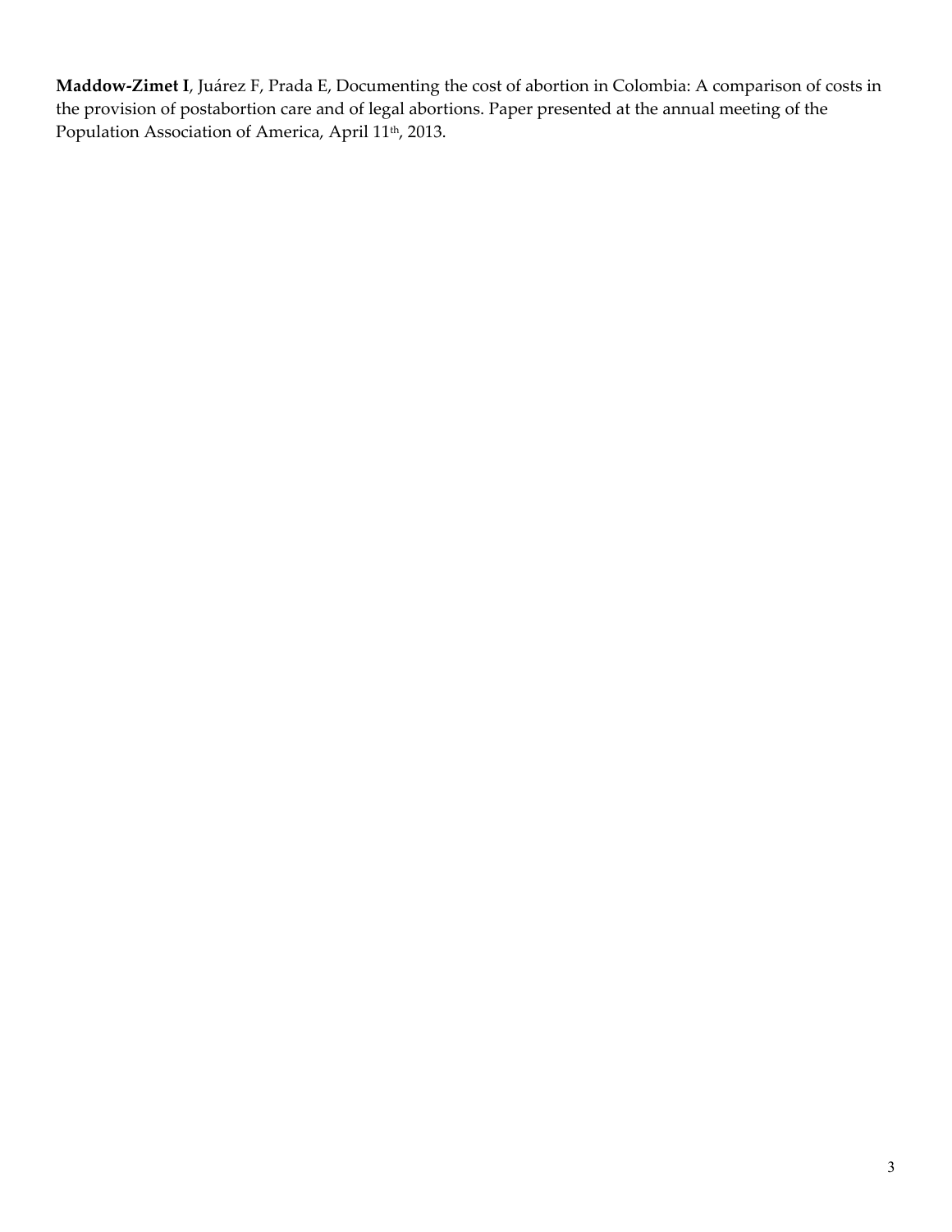**Maddow-Zimet I**, Juárez F, Prada E, Documenting the cost of abortion in Colombia: A comparison of costs in the provision of postabortion care and of legal abortions. Paper presented at the annual meeting of the Population Association of America, April 11th, 2013.